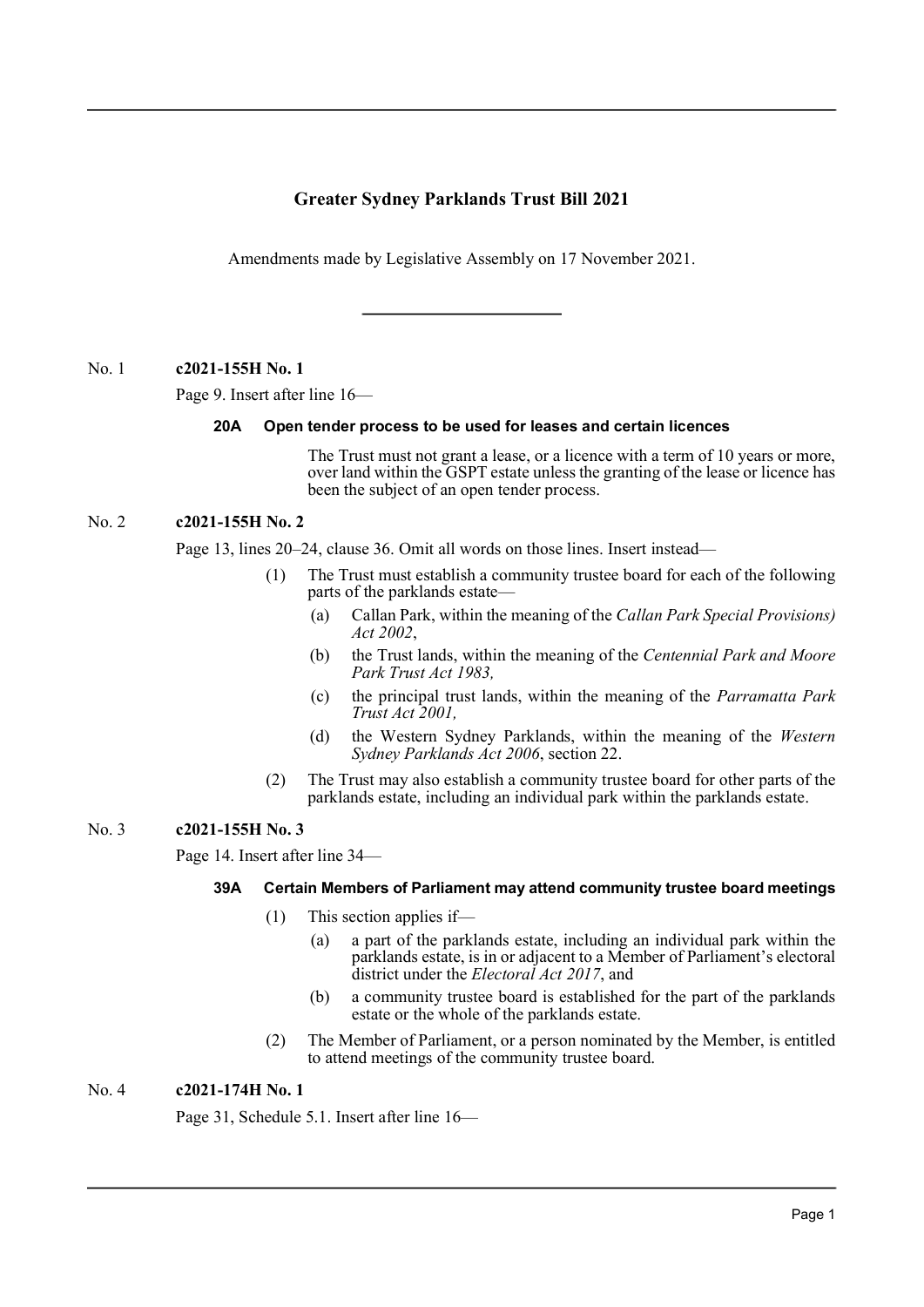# Greater Sydney Parklands Trust Bill 2021

Amendments made by Legislative Assembly on 17 November 2021.

---

No. 1 **c2021-155H No. 1**

Page 9. Insert after line 16—

**20A Open tender process to be used for leases and certain licences**

The Trust must not grant a lease, or a licence with a term of 10 years or more, over land within the GSPT estate unless the granting of the lease or licence has been the subject of an open tender process.

No. 2 **c2021-155H No. 2**

Page 13, lines 20–24, clause 36. Omit all words on those lines. Insert instead—

(1) The Trust must establish a community trustee board for each of the following parts of the parklands estate—

(a) Callan Park, within the meaning of the *Callan Park Special Provisions) Act 2002*,

(b) the Trust lands, within the meaning of the *Centennial Park and Moore Park Trust Act 1983,*

(c) the principal trust lands, within the meaning of the *Parramatta Park Trust Act 2001,*

(d) the Western Sydney Parklands, within the meaning of the *Western Sydney Parklands Act 2006*, section 22.

(2) The Trust may also establish a community trustee board for other parts of the parklands estate, including an individual park within the parklands estate.

No. 3 **c2021-155H No. 3**

Page 14. Insert after line 34—

**39A Certain Members of Parliament may attend community trustee board meetings**

(1) This section applies if—

(a) a part of the parklands estate, including an individual park within the parklands estate, is in or adjacent to a Member of Parliament's electoral district under the *Electoral Act 2017*, and

(b) a community trustee board is established for the part of the parklands estate or the whole of the parklands estate.

(2) The Member of Parliament, or a person nominated by the Member, is entitled to attend meetings of the community trustee board.

No. 4 **c2021-174H No. 1**

Page 31, Schedule 5.1. Insert after line 16—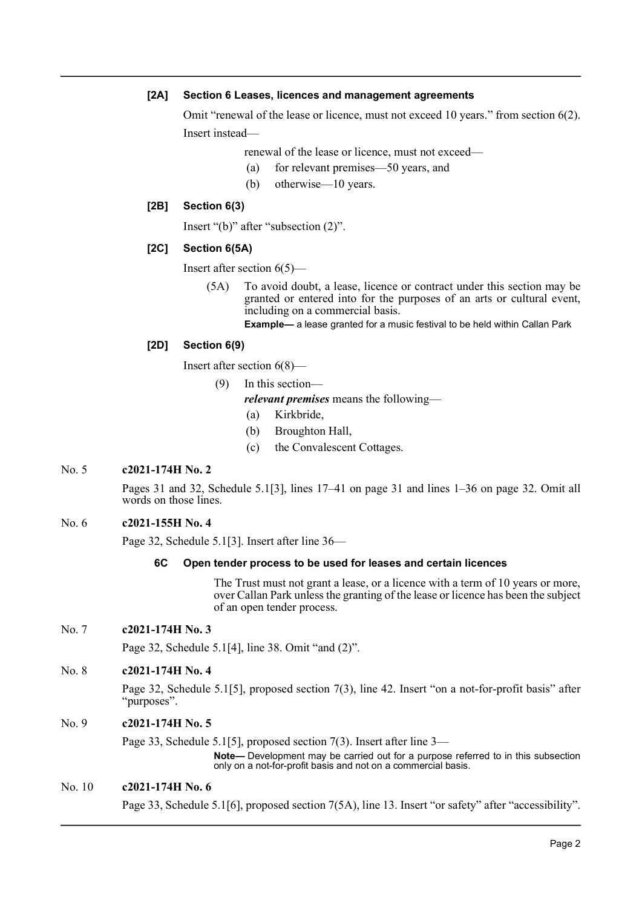**[2A] Section 6 Leases, licences and management agreements**

Omit "renewal of the lease or licence, must not exceed 10 years." from section 6(2).

Insert instead—

renewal of the lease or licence, must not exceed—

(a) for relevant premises—50 years, and

(b) otherwise—10 years.

**[2B] Section 6(3)**

Insert "(b)" after "subsection (2)".

**[2C] Section 6(5A)**

Insert after section 6(5)—

(5A) To avoid doubt, a lease, licence or contract under this section may be granted or entered into for the purposes of an arts or cultural event, including on a commercial basis.

**Example—** a lease granted for a music festival to be held within Callan Park

**[2D] Section 6(9)**

Insert after section 6(8)—

(9) In this section—

***relevant premises*** means the following—

(a) Kirkbride,

(b) Broughton Hall,

(c) the Convalescent Cottages.

No. 5 **c2021-174H No. 2**

Pages 31 and 32, Schedule 5.1[3], lines 17–41 on page 31 and lines 1–36 on page 32. Omit all words on those lines.

No. 6 **c2021-155H No. 4**

Page 32, Schedule 5.1[3]. Insert after line 36—

**6C Open tender process to be used for leases and certain licences**

The Trust must not grant a lease, or a licence with a term of 10 years or more, over Callan Park unless the granting of the lease or licence has been the subject of an open tender process.

No. 7 **c2021-174H No. 3**

Page 32, Schedule 5.1[4], line 38. Omit "and (2)".

No. 8 **c2021-174H No. 4**

Page 32, Schedule 5.1[5], proposed section 7(3), line 42. Insert "on a not-for-profit basis" after "purposes".

No. 9 **c2021-174H No. 5**

Page 33, Schedule 5.1[5], proposed section 7(3). Insert after line 3—

**Note—** Development may be carried out for a purpose referred to in this subsection only on a not-for-profit basis and not on a commercial basis.

No. 10 **c2021-174H No. 6**

Page 33, Schedule 5.1[6], proposed section 7(5A), line 13. Insert "or safety" after "accessibility".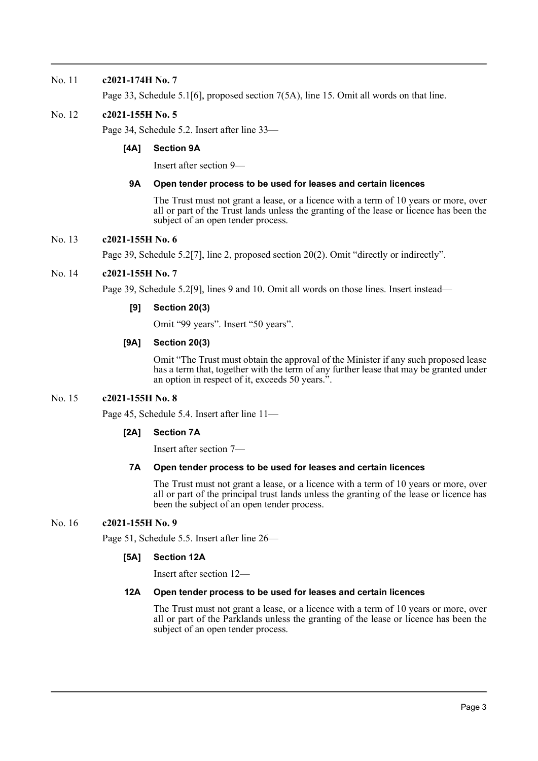No. 11 **c2021-174H No. 7**

Page 33, Schedule 5.1[6], proposed section 7(5A), line 15. Omit all words on that line.

No. 12 **c2021-155H No. 5**

Page 34, Schedule 5.2. Insert after line 33—

**[4A] Section 9A**

Insert after section 9—

**9A Open tender process to be used for leases and certain licences**

The Trust must not grant a lease, or a licence with a term of 10 years or more, over all or part of the Trust lands unless the granting of the lease or licence has been the subject of an open tender process.

No. 13 **c2021-155H No. 6**

Page 39, Schedule 5.2[7], line 2, proposed section 20(2). Omit "directly or indirectly".

No. 14 **c2021-155H No. 7**

Page 39, Schedule 5.2[9], lines 9 and 10. Omit all words on those lines. Insert instead—

**[9] Section 20(3)**

Omit "99 years". Insert "50 years".

**[9A] Section 20(3)**

Omit "The Trust must obtain the approval of the Minister if any such proposed lease has a term that, together with the term of any further lease that may be granted under an option in respect of it, exceeds 50 years.".

No. 15 **c2021-155H No. 8**

Page 45, Schedule 5.4. Insert after line 11—

**[2A] Section 7A**

Insert after section 7—

**7A Open tender process to be used for leases and certain licences**

The Trust must not grant a lease, or a licence with a term of 10 years or more, over all or part of the principal trust lands unless the granting of the lease or licence has been the subject of an open tender process.

No. 16 **c2021-155H No. 9**

Page 51, Schedule 5.5. Insert after line 26—

**[5A] Section 12A**

Insert after section 12—

**12A Open tender process to be used for leases and certain licences**

The Trust must not grant a lease, or a licence with a term of 10 years or more, over all or part of the Parklands unless the granting of the lease or licence has been the subject of an open tender process.